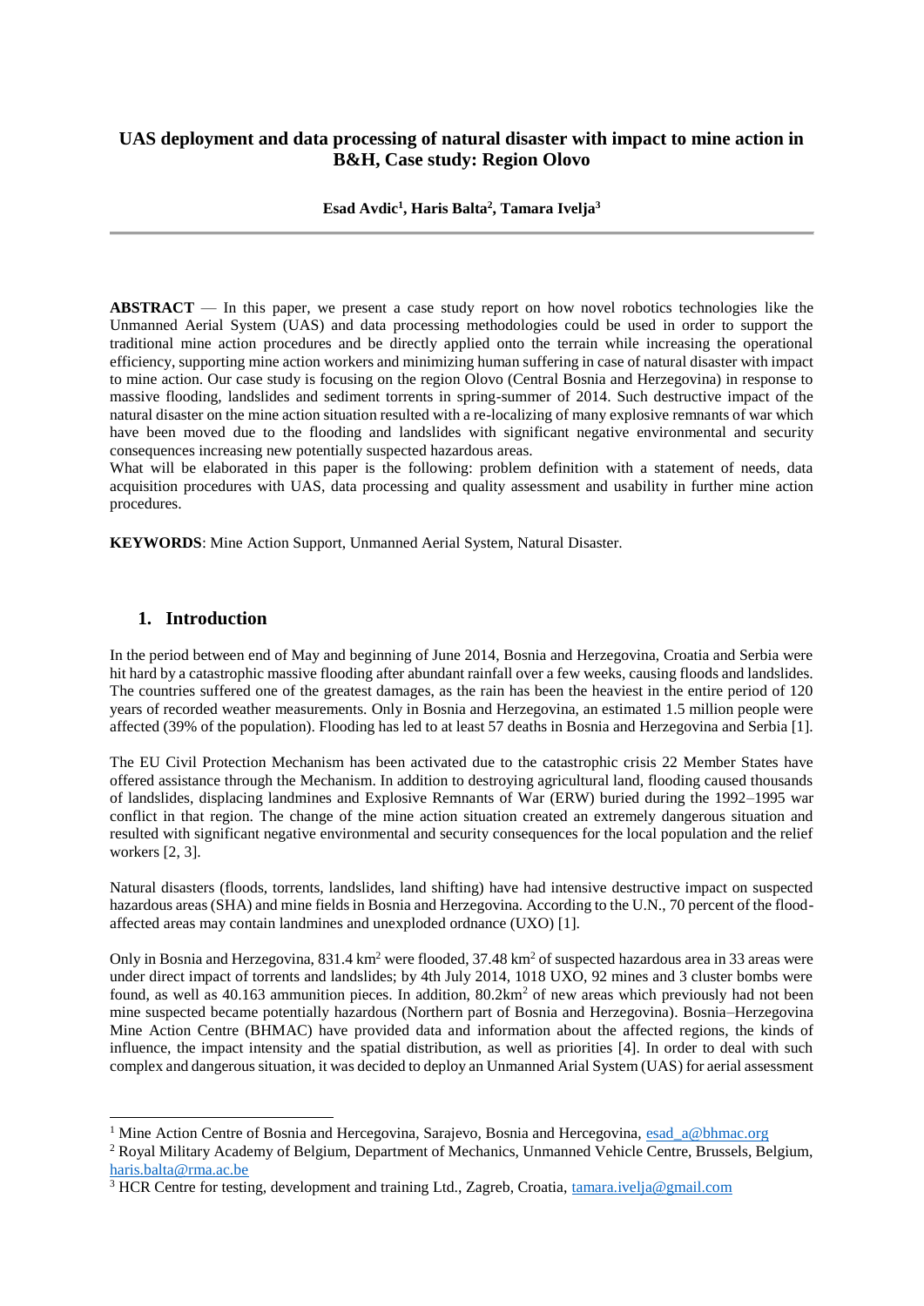# UAS deployment and data processing of natural disaster with impact to mine action in B&H, Case study: Region Olovo

**Esad Avdic[1], Haris Balta[2], Tamara Ivelja[3]**

---

**ABSTRACT** — In this paper, we present a case study report on how novel robotics technologies like the Unmanned Aerial System (UAS) and data processing methodologies could be used in order to support the traditional mine action procedures and be directly applied onto the terrain while increasing the operational efficiency, supporting mine action workers and minimizing human suffering in case of natural disaster with impact to mine action. Our case study is focusing on the region Olovo (Central Bosnia and Herzegovina) in response to massive flooding, landslides and sediment torrents in spring-summer of 2014. Such destructive impact of the natural disaster on the mine action situation resulted with a re-localizing of many explosive remnants of war which have been moved due to the flooding and landslides with significant negative environmental and security consequences increasing new potentially suspected hazardous areas.

What will be elaborated in this paper is the following: problem definition with a statement of needs, data acquisition procedures with UAS, data processing and quality assessment and usability in further mine action procedures.

**KEYWORDS**: Mine Action Support, Unmanned Aerial System, Natural Disaster.

## 1. Introduction

In the period between end of May and beginning of June 2014, Bosnia and Herzegovina, Croatia and Serbia were hit hard by a catastrophic massive flooding after abundant rainfall over a few weeks, causing floods and landslides. The countries suffered one of the greatest damages, as the rain has been the heaviest in the entire period of 120 years of recorded weather measurements. Only in Bosnia and Herzegovina, an estimated 1.5 million people were affected (39% of the population). Flooding has led to at least 57 deaths in Bosnia and Herzegovina and Serbia [1].

The EU Civil Protection Mechanism has been activated due to the catastrophic crisis 22 Member States have offered assistance through the Mechanism. In addition to destroying agricultural land, flooding caused thousands of landslides, displacing landmines and Explosive Remnants of War (ERW) buried during the 1992–1995 war conflict in that region. The change of the mine action situation created an extremely dangerous situation and resulted with significant negative environmental and security consequences for the local population and the relief workers [2, 3].

Natural disasters (floods, torrents, landslides, land shifting) have had intensive destructive impact on suspected hazardous areas (SHA) and mine fields in Bosnia and Herzegovina. According to the U.N., 70 percent of the flood-affected areas may contain landmines and unexploded ordnance (UXO) [1].

Only in Bosnia and Herzegovina, 831.4 $km^2$ were flooded, 37.48 $km^2$ of suspected hazardous area in 33 areas were under direct impact of torrents and landslides; by 4th July 2014, 1018 UXO, 92 mines and 3 cluster bombs were found, as well as 40.163 ammunition pieces. In addition, 80.2$km^2$ of new areas which previously had not been mine suspected became potentially hazardous (Northern part of Bosnia and Herzegovina). Bosnia–Herzegovina Mine Action Centre (BHMAC) have provided data and information about the affected regions, the kinds of influence, the impact intensity and the spatial distribution, as well as priorities [4]. In order to deal with such complex and dangerous situation, it was decided to deploy an Unmanned Arial System (UAS) for aerial assessment

---

[1] Mine Action Centre of Bosnia and Hercegovina, Sarajevo, Bosnia and Hercegovina, esad_a@bhmac.org

[2] Royal Military Academy of Belgium, Department of Mechanics, Unmanned Vehicle Centre, Brussels, Belgium, haris.balta@rma.ac.be

[3] HCR Centre for testing, development and training Ltd., Zagreb, Croatia, tamara.ivelja@gmail.com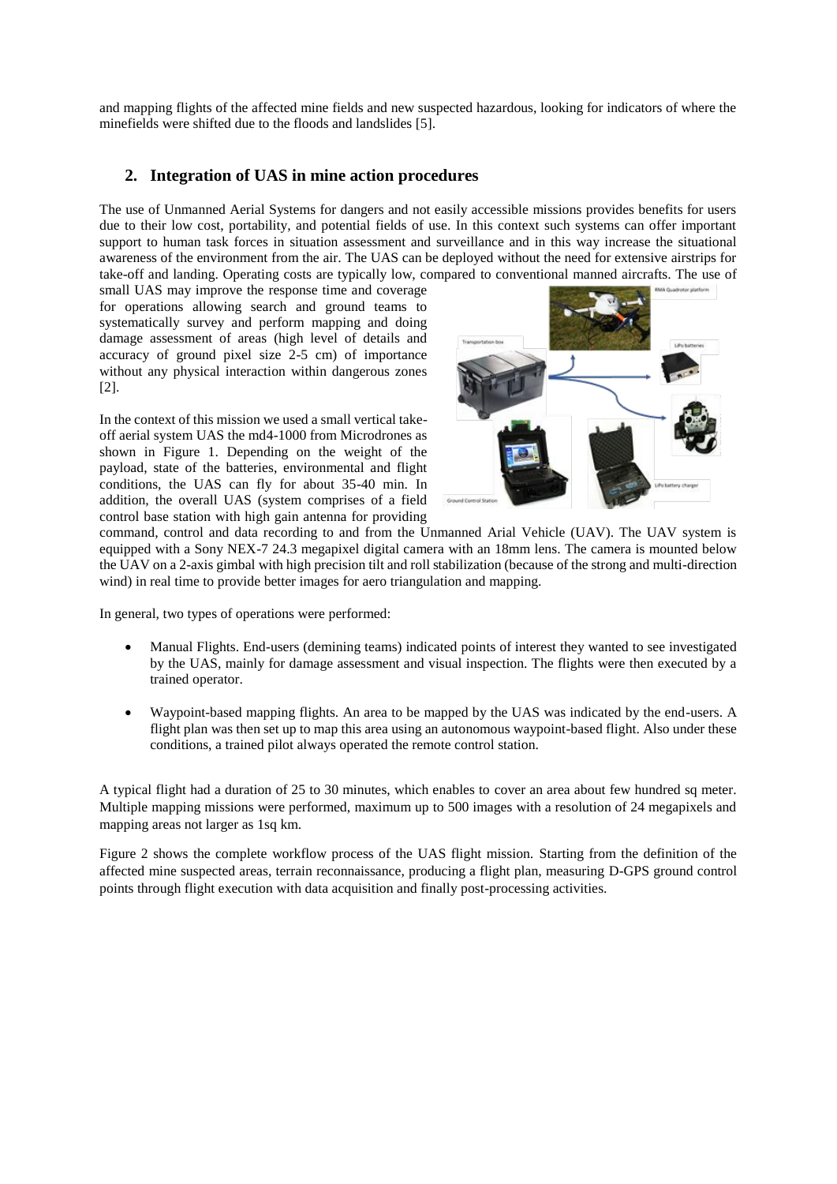and mapping flights of the affected mine fields and new suspected hazardous, looking for indicators of where the minefields were shifted due to the floods and landslides [5].

## 2. Integration of UAS in mine action procedures

The use of Unmanned Aerial Systems for dangers and not easily accessible missions provides benefits for users due to their low cost, portability, and potential fields of use. In this context such systems can offer important support to human task forces in situation assessment and surveillance and in this way increase the situational awareness of the environment from the air. The UAS can be deployed without the need for extensive airstrips for take-off and landing. Operating costs are typically low, compared to conventional manned aircrafts. The use of small UAS may improve the response time and coverage for operations allowing search and ground teams to systematically survey and perform mapping and doing damage assessment of areas (high level of details and accuracy of ground pixel size 2-5 cm) of importance without any physical interaction within dangerous zones [2].

In the context of this mission we used a small vertical take-off aerial system UAS the md4-1000 from Microdrones as shown in Figure 1. Depending on the weight of the payload, state of the batteries, environmental and flight conditions, the UAS can fly for about 35-40 min. In addition, the overall UAS (system comprises of a field control base station with high gain antenna for providing command, control and data recording to and from the Unmanned Arial Vehicle (UAV). The UAV system is equipped with a Sony NEX-7 24.3 megapixel digital camera with an 18mm lens. The camera is mounted below the UAV on a 2-axis gimbal with high precision tilt and roll stabilization (because of the strong and multi-direction wind) in real time to provide better images for aero triangulation and mapping.

In general, two types of operations were performed:

- Manual Flights. End-users (demining teams) indicated points of interest they wanted to see investigated by the UAS, mainly for damage assessment and visual inspection. The flights were then executed by a trained operator.

- Waypoint-based mapping flights. An area to be mapped by the UAS was indicated by the end-users. A flight plan was then set up to map this area using an autonomous waypoint-based flight. Also under these conditions, a trained pilot always operated the remote control station.

A typical flight had a duration of 25 to 30 minutes, which enables to cover an area about few hundred sq meter. Multiple mapping missions were performed, maximum up to 500 images with a resolution of 24 megapixels and mapping areas not larger as 1sq km.

Figure 2 shows the complete workflow process of the UAS flight mission. Starting from the definition of the affected mine suspected areas, terrain reconnaissance, producing a flight plan, measuring D-GPS ground control points through flight execution with data acquisition and finally post-processing activities.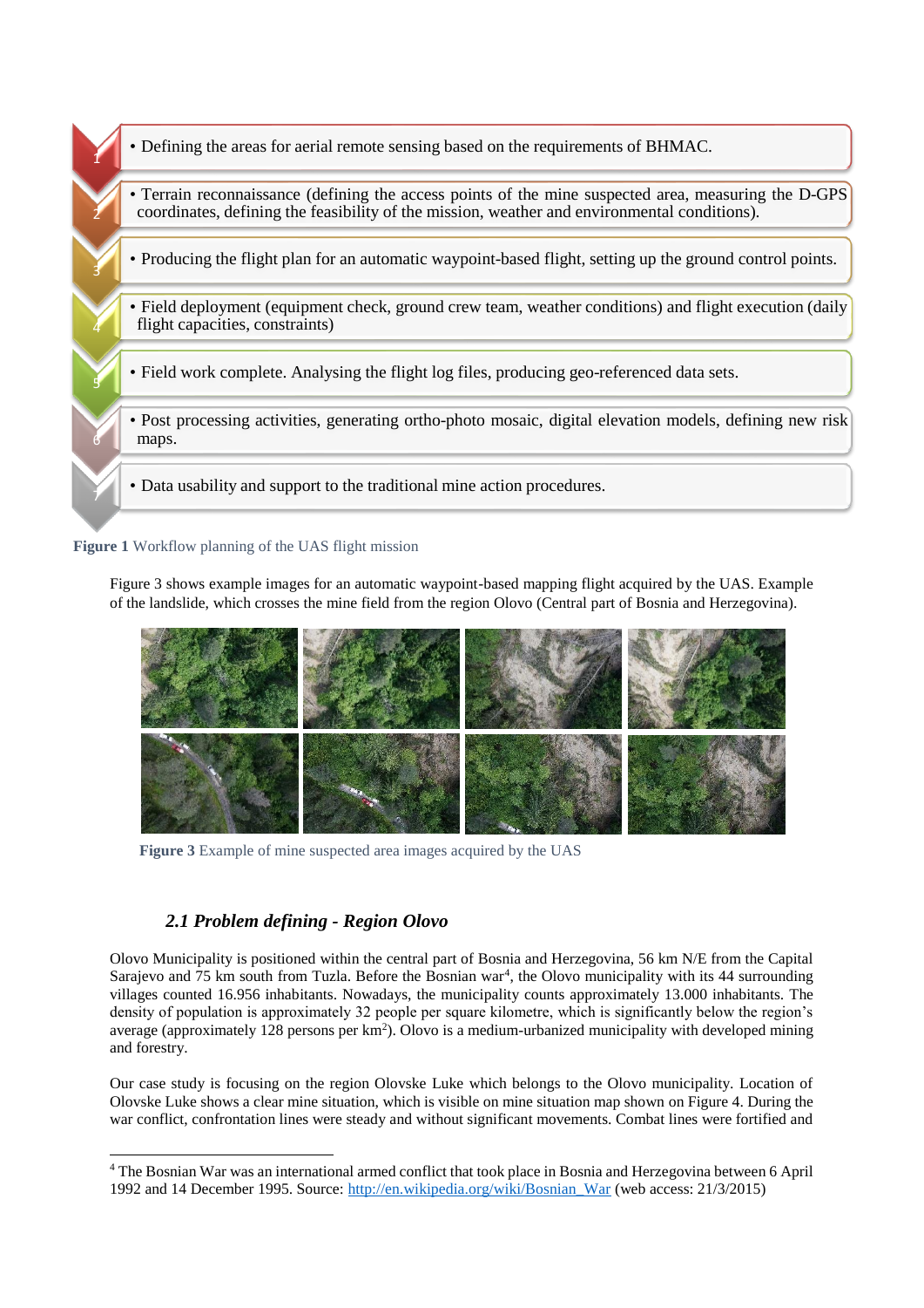1. • Defining the areas for aerial remote sensing based on the requirements of BHMAC.
2. • Terrain reconnaissance (defining the access points of the mine suspected area, measuring the D-GPS coordinates, defining the feasibility of the mission, weather and environmental conditions).
3. • Producing the flight plan for an automatic waypoint-based flight, setting up the ground control points.
4. • Field deployment (equipment check, ground crew team, weather conditions) and flight execution (daily flight capacities, constraints)
5. • Field work complete. Analysing the flight log files, producing geo-referenced data sets.
6. • Post processing activities, generating ortho-photo mosaic, digital elevation models, defining new risk maps.
7. • Data usability and support to the traditional mine action procedures.

**Figure 1** Workflow planning of the UAS flight mission

Figure 3 shows example images for an automatic waypoint-based mapping flight acquired by the UAS. Example of the landslide, which crosses the mine field from the region Olovo (Central part of Bosnia and Herzegovina).

**Figure 3** Example of mine suspected area images acquired by the UAS

### *2.1 Problem defining - Region Olovo*

Olovo Municipality is positioned within the central part of Bosnia and Herzegovina, 56 km N/E from the Capital Sarajevo and 75 km south from Tuzla. Before the Bosnian war[4], the Olovo municipality with its 44 surrounding villages counted 16.956 inhabitants. Nowadays, the municipality counts approximately 13.000 inhabitants. The density of population is approximately 32 people per square kilometre, which is significantly below the region's average (approximately 128 persons per km$^2$). Olovo is a medium-urbanized municipality with developed mining and forestry.

Our case study is focusing on the region Olovske Luke which belongs to the Olovo municipality. Location of Olovske Luke shows a clear mine situation, which is visible on mine situation map shown on Figure 4. During the war conflict, confrontation lines were steady and without significant movements. Combat lines were fortified and

[4] The Bosnian War was an international armed conflict that took place in Bosnia and Herzegovina between 6 April 1992 and 14 December 1995. Source: http://en.wikipedia.org/wiki/Bosnian_War (web access: 21/3/2015)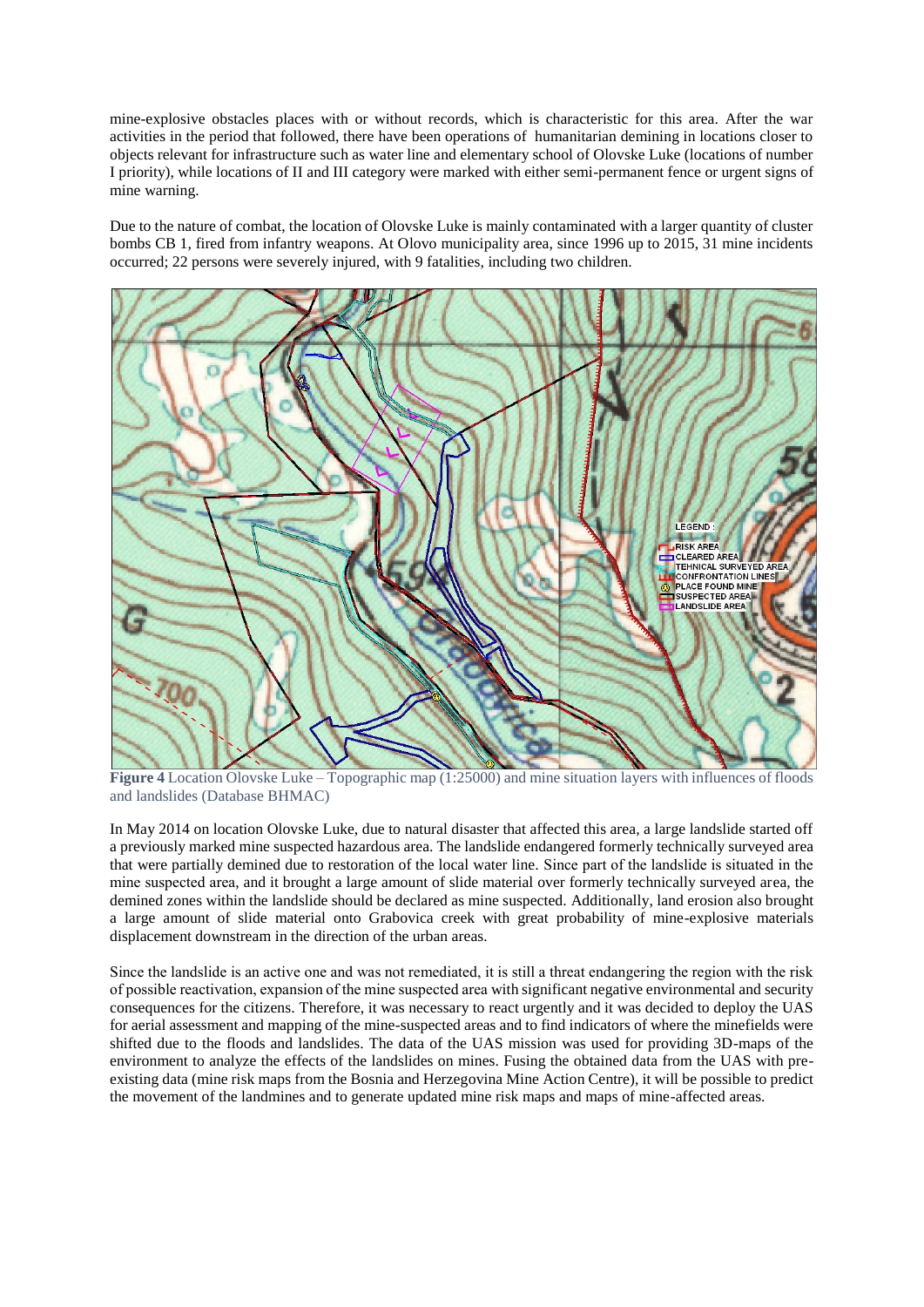mine-explosive obstacles places with or without records, which is characteristic for this area. After the war activities in the period that followed, there have been operations of humanitarian demining in locations closer to objects relevant for infrastructure such as water line and elementary school of Olovske Luke (locations of number I priority), while locations of II and III category were marked with either semi-permanent fence or urgent signs of mine warning.

Due to the nature of combat, the location of Olovske Luke is mainly contaminated with a larger quantity of cluster bombs CB 1, fired from infantry weapons. At Olovo municipality area, since 1996 up to 2015, 31 mine incidents occurred; 22 persons were severely injured, with 9 fatalities, including two children.

**Figure 4** Location Olovske Luke – Topographic map (1:25000) and mine situation layers with influences of floods and landslides (Database BHMAC)

In May 2014 on location Olovske Luke, due to natural disaster that affected this area, a large landslide started off a previously marked mine suspected hazardous area. The landslide endangered formerly technically surveyed area that were partially demined due to restoration of the local water line. Since part of the landslide is situated in the mine suspected area, and it brought a large amount of slide material over formerly technically surveyed area, the demined zones within the landslide should be declared as mine suspected. Additionally, land erosion also brought a large amount of slide material onto Grabovica creek with great probability of mine-explosive materials displacement downstream in the direction of the urban areas.

Since the landslide is an active one and was not remediated, it is still a threat endangering the region with the risk of possible reactivation, expansion of the mine suspected area with significant negative environmental and security consequences for the citizens. Therefore, it was necessary to react urgently and it was decided to deploy the UAS for aerial assessment and mapping of the mine-suspected areas and to find indicators of where the minefields were shifted due to the floods and landslides. The data of the UAS mission was used for providing 3D-maps of the environment to analyze the effects of the landslides on mines. Fusing the obtained data from the UAS with pre-existing data (mine risk maps from the Bosnia and Herzegovina Mine Action Centre), it will be possible to predict the movement of the landmines and to generate updated mine risk maps and maps of mine-affected areas.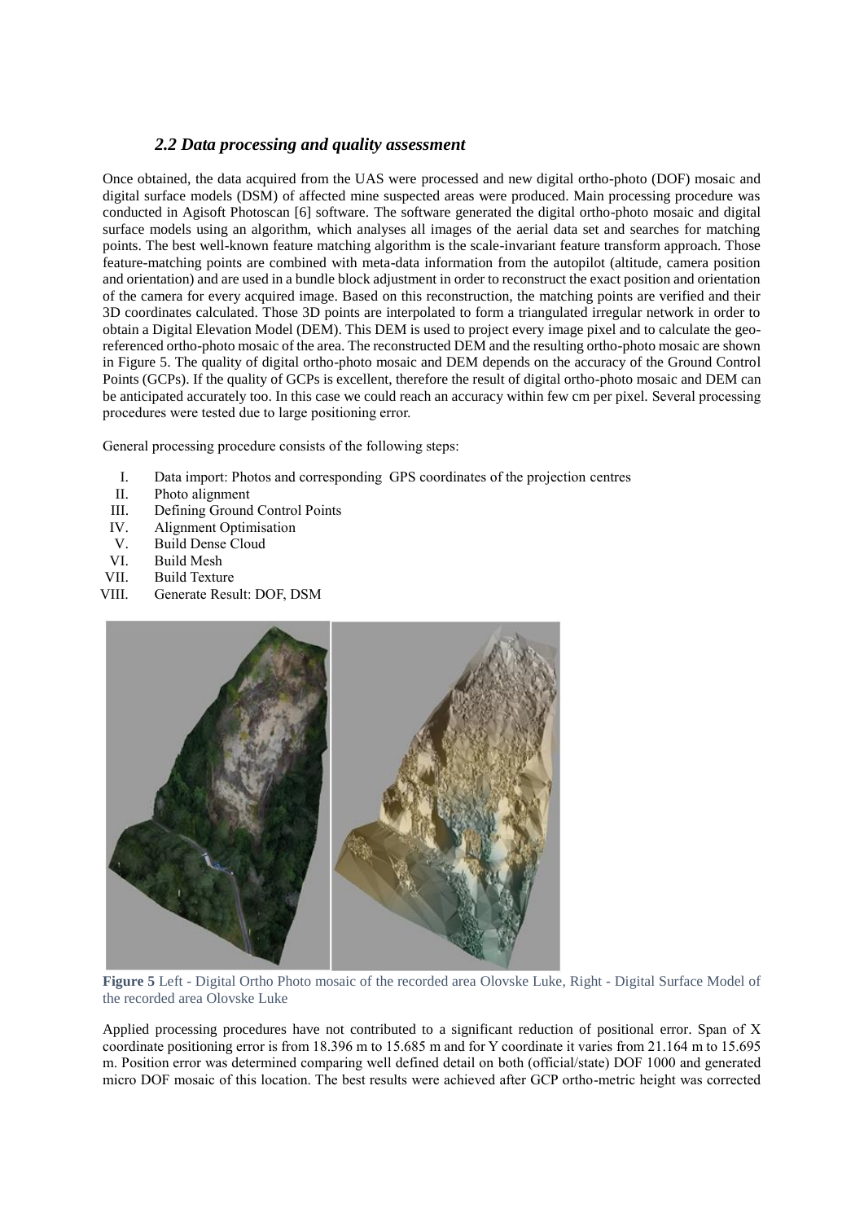### *2.2 Data processing and quality assessment*

Once obtained, the data acquired from the UAS were processed and new digital ortho-photo (DOF) mosaic and digital surface models (DSM) of affected mine suspected areas were produced. Main processing procedure was conducted in Agisoft Photoscan [6] software. The software generated the digital ortho-photo mosaic and digital surface models using an algorithm, which analyses all images of the aerial data set and searches for matching points. The best well-known feature matching algorithm is the scale-invariant feature transform approach. Those feature-matching points are combined with meta-data information from the autopilot (altitude, camera position and orientation) and are used in a bundle block adjustment in order to reconstruct the exact position and orientation of the camera for every acquired image. Based on this reconstruction, the matching points are verified and their 3D coordinates calculated. Those 3D points are interpolated to form a triangulated irregular network in order to obtain a Digital Elevation Model (DEM). This DEM is used to project every image pixel and to calculate the geo-referenced ortho-photo mosaic of the area. The reconstructed DEM and the resulting ortho-photo mosaic are shown in Figure 5. The quality of digital ortho-photo mosaic and DEM depends on the accuracy of the Ground Control Points (GCPs). If the quality of GCPs is excellent, therefore the result of digital ortho-photo mosaic and DEM can be anticipated accurately too. In this case we could reach an accuracy within few cm per pixel. Several processing procedures were tested due to large positioning error.

General processing procedure consists of the following steps:

I. Data import: Photos and corresponding GPS coordinates of the projection centres
II. Photo alignment
III. Defining Ground Control Points
IV. Alignment Optimisation
V. Build Dense Cloud
VI. Build Mesh
VII. Build Texture
VIII. Generate Result: DOF, DSM

**Figure 5** Left - Digital Ortho Photo mosaic of the recorded area Olovske Luke, Right - Digital Surface Model of the recorded area Olovske Luke

Applied processing procedures have not contributed to a significant reduction of positional error. Span of X coordinate positioning error is from 18.396 m to 15.685 m and for Y coordinate it varies from 21.164 m to 15.695 m. Position error was determined comparing well defined detail on both (official/state) DOF 1000 and generated micro DOF mosaic of this location. The best results were achieved after GCP ortho-metric height was corrected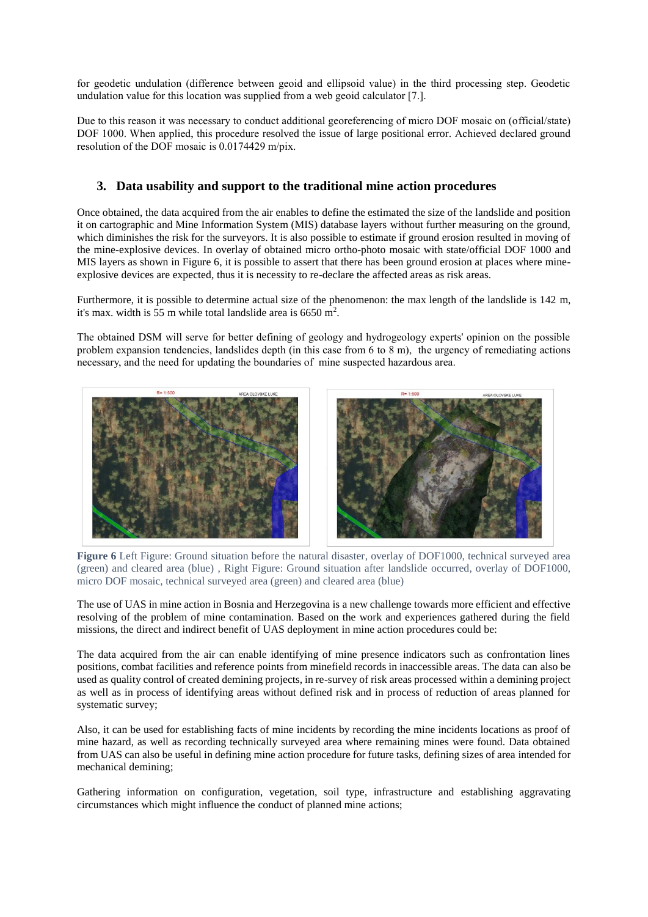for geodetic undulation (difference between geoid and ellipsoid value) in the third processing step. Geodetic undulation value for this location was supplied from a web geoid calculator [7.].

Due to this reason it was necessary to conduct additional georeferencing of micro DOF mosaic on (official/state) DOF 1000. When applied, this procedure resolved the issue of large positional error. Achieved declared ground resolution of the DOF mosaic is 0.0174429 m/pix.

## 3. Data usability and support to the traditional mine action procedures

Once obtained, the data acquired from the air enables to define the estimated the size of the landslide and position it on cartographic and Mine Information System (MIS) database layers without further measuring on the ground, which diminishes the risk for the surveyors. It is also possible to estimate if ground erosion resulted in moving of the mine-explosive devices. In overlay of obtained micro ortho-photo mosaic with state/official DOF 1000 and MIS layers as shown in Figure 6, it is possible to assert that there has been ground erosion at places where mine-explosive devices are expected, thus it is necessity to re-declare the affected areas as risk areas.

Furthermore, it is possible to determine actual size of the phenomenon: the max length of the landslide is 142 m, it's max. width is 55 m while total landslide area is 6650 $m^2$.

The obtained DSM will serve for better defining of geology and hydrogeology experts' opinion on the possible problem expansion tendencies, landslides depth (in this case from 6 to 8 m), the urgency of remediating actions necessary, and the need for updating the boundaries of mine suspected hazardous area.

**Figure 6** Left Figure: Ground situation before the natural disaster, overlay of DOF1000, technical surveyed area (green) and cleared area (blue) , Right Figure: Ground situation after landslide occurred, overlay of DOF1000, micro DOF mosaic, technical surveyed area (green) and cleared area (blue)

The use of UAS in mine action in Bosnia and Herzegovina is a new challenge towards more efficient and effective resolving of the problem of mine contamination. Based on the work and experiences gathered during the field missions, the direct and indirect benefit of UAS deployment in mine action procedures could be:

The data acquired from the air can enable identifying of mine presence indicators such as confrontation lines positions, combat facilities and reference points from minefield records in inaccessible areas. The data can also be used as quality control of created demining projects, in re-survey of risk areas processed within a demining project as well as in process of identifying areas without defined risk and in process of reduction of areas planned for systematic survey;

Also, it can be used for establishing facts of mine incidents by recording the mine incidents locations as proof of mine hazard, as well as recording technically surveyed area where remaining mines were found. Data obtained from UAS can also be useful in defining mine action procedure for future tasks, defining sizes of area intended for mechanical demining;

Gathering information on configuration, vegetation, soil type, infrastructure and establishing aggravating circumstances which might influence the conduct of planned mine actions;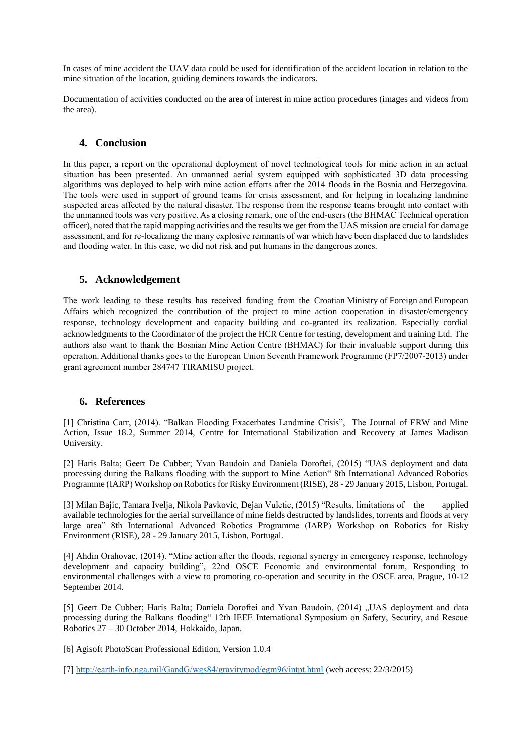In cases of mine accident the UAV data could be used for identification of the accident location in relation to the mine situation of the location, guiding deminers towards the indicators.

Documentation of activities conducted on the area of interest in mine action procedures (images and videos from the area).

## 4. Conclusion

In this paper, a report on the operational deployment of novel technological tools for mine action in an actual situation has been presented. An unmanned aerial system equipped with sophisticated 3D data processing algorithms was deployed to help with mine action efforts after the 2014 floods in the Bosnia and Herzegovina. The tools were used in support of ground teams for crisis assessment, and for helping in localizing landmine suspected areas affected by the natural disaster. The response from the response teams brought into contact with the unmanned tools was very positive. As a closing remark, one of the end-users (the BHMAC Technical operation officer), noted that the rapid mapping activities and the results we get from the UAS mission are crucial for damage assessment, and for re-localizing the many explosive remnants of war which have been displaced due to landslides and flooding water. In this case, we did not risk and put humans in the dangerous zones.

## 5. Acknowledgement

The work leading to these results has received funding from the Croatian Ministry of Foreign and European Affairs which recognized the contribution of the project to mine action cooperation in disaster/emergency response, technology development and capacity building and co-granted its realization. Especially cordial acknowledgments to the Coordinator of the project the HCR Centre for testing, development and training Ltd. The authors also want to thank the Bosnian Mine Action Centre (BHMAC) for their invaluable support during this operation. Additional thanks goes to the European Union Seventh Framework Programme (FP7/2007-2013) under grant agreement number 284747 TIRAMISU project.

## 6. References

[1] Christina Carr, (2014). "Balkan Flooding Exacerbates Landmine Crisis", The Journal of ERW and Mine Action, Issue 18.2, Summer 2014, Centre for International Stabilization and Recovery at James Madison University.

[2] Haris Balta; Geert De Cubber; Yvan Baudoin and Daniela Doroftei, (2015) "UAS deployment and data processing during the Balkans flooding with the support to Mine Action" 8th International Advanced Robotics Programme (IARP) Workshop on Robotics for Risky Environment (RISE), 28 - 29 January 2015, Lisbon, Portugal.

[3] Milan Bajic, Tamara Ivelja, Nikola Pavkovic, Dejan Vuletic, (2015) "Results, limitations of the applied available technologies for the aerial surveillance of mine fields destructed by landslides, torrents and floods at very large area" 8th International Advanced Robotics Programme (IARP) Workshop on Robotics for Risky Environment (RISE), 28 - 29 January 2015, Lisbon, Portugal.

[4] Ahdin Orahovac, (2014). "Mine action after the floods, regional synergy in emergency response, technology development and capacity building", 22nd OSCE Economic and environmental forum, Responding to environmental challenges with a view to promoting co-operation and security in the OSCE area, Prague, 10-12 September 2014.

[5] Geert De Cubber; Haris Balta; Daniela Doroftei and Yvan Baudoin, (2014) „UAS deployment and data processing during the Balkans flooding" 12th IEEE International Symposium on Safety, Security, and Rescue Robotics 27 – 30 October 2014, Hokkaido, Japan.

[6] Agisoft PhotoScan Professional Edition, Version 1.0.4

[7] http://earth-info.nga.mil/GandG/wgs84/gravitymod/egm96/intpt.html (web access: 22/3/2015)